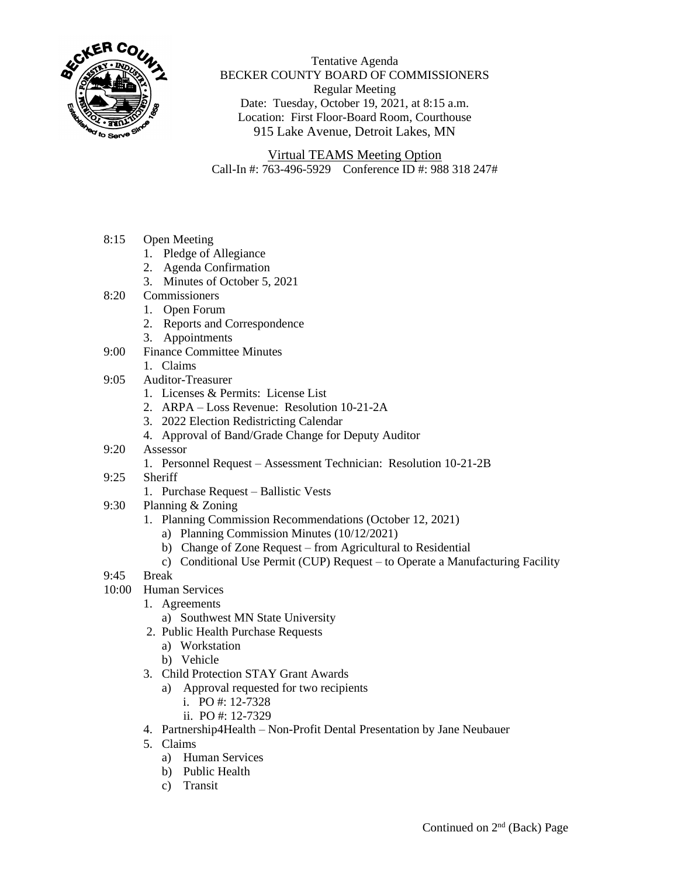Tentative Agenda
BECKER COUNTY BOARD OF COMMISSIONERS
Regular Meeting
Date: Tuesday, October 19, 2021, at 8:15 a.m.
Location: First Floor-Board Room, Courthouse
915 Lake Avenue, Detroit Lakes, MN

Virtual TEAMS Meeting Option
Call-In #: 763-496-5929 Conference ID #: 988 318 247#

8:15 Open Meeting
1. Pledge of Allegiance
2. Agenda Confirmation
3. Minutes of October 5, 2021

8:20 Commissioners
1. Open Forum
2. Reports and Correspondence
3. Appointments

9:00 Finance Committee Minutes
1. Claims

9:05 Auditor-Treasurer
1. Licenses & Permits: License List
2. ARPA – Loss Revenue: Resolution 10-21-2A
3. 2022 Election Redistricting Calendar
4. Approval of Band/Grade Change for Deputy Auditor

9:20 Assessor
1. Personnel Request – Assessment Technician: Resolution 10-21-2B

9:25 Sheriff
1. Purchase Request – Ballistic Vests

9:30 Planning & Zoning
1. Planning Commission Recommendations (October 12, 2021)
   a) Planning Commission Minutes (10/12/2021)
   b) Change of Zone Request – from Agricultural to Residential
   c) Conditional Use Permit (CUP) Request – to Operate a Manufacturing Facility

9:45 Break

10:00 Human Services
1. Agreements
   a) Southwest MN State University
2. Public Health Purchase Requests
   a) Workstation
   b) Vehicle
3. Child Protection STAY Grant Awards
   a) Approval requested for two recipients
      i. PO #: 12-7328
      ii. PO #: 12-7329
4. Partnership4Health – Non-Profit Dental Presentation by Jane Neubauer
5. Claims
   a) Human Services
   b) Public Health
   c) Transit

Continued on 2nd (Back) Page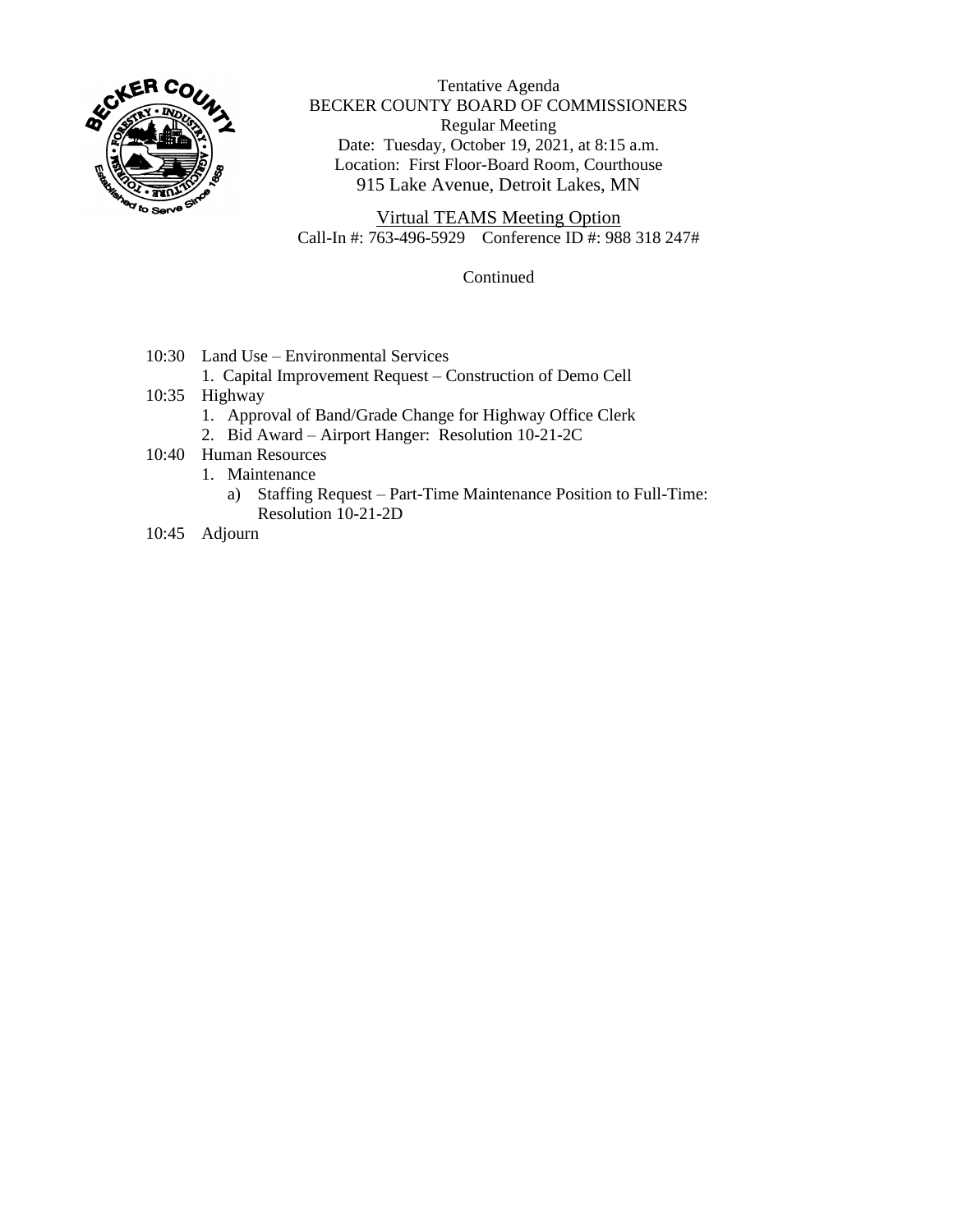Tentative Agenda
BECKER COUNTY BOARD OF COMMISSIONERS
Regular Meeting
Date: Tuesday, October 19, 2021, at 8:15 a.m.
Location: First Floor-Board Room, Courthouse
915 Lake Avenue, Detroit Lakes, MN

Virtual TEAMS Meeting Option
Call-In #: 763-496-5929 Conference ID #: 988 318 247#

Continued

10:30 Land Use – Environmental Services
1. Capital Improvement Request – Construction of Demo Cell

10:35 Highway
1. Approval of Band/Grade Change for Highway Office Clerk
2. Bid Award – Airport Hanger: Resolution 10-21-2C

10:40 Human Resources
1. Maintenance
   a) Staffing Request – Part-Time Maintenance Position to Full-Time: Resolution 10-21-2D

10:45 Adjourn